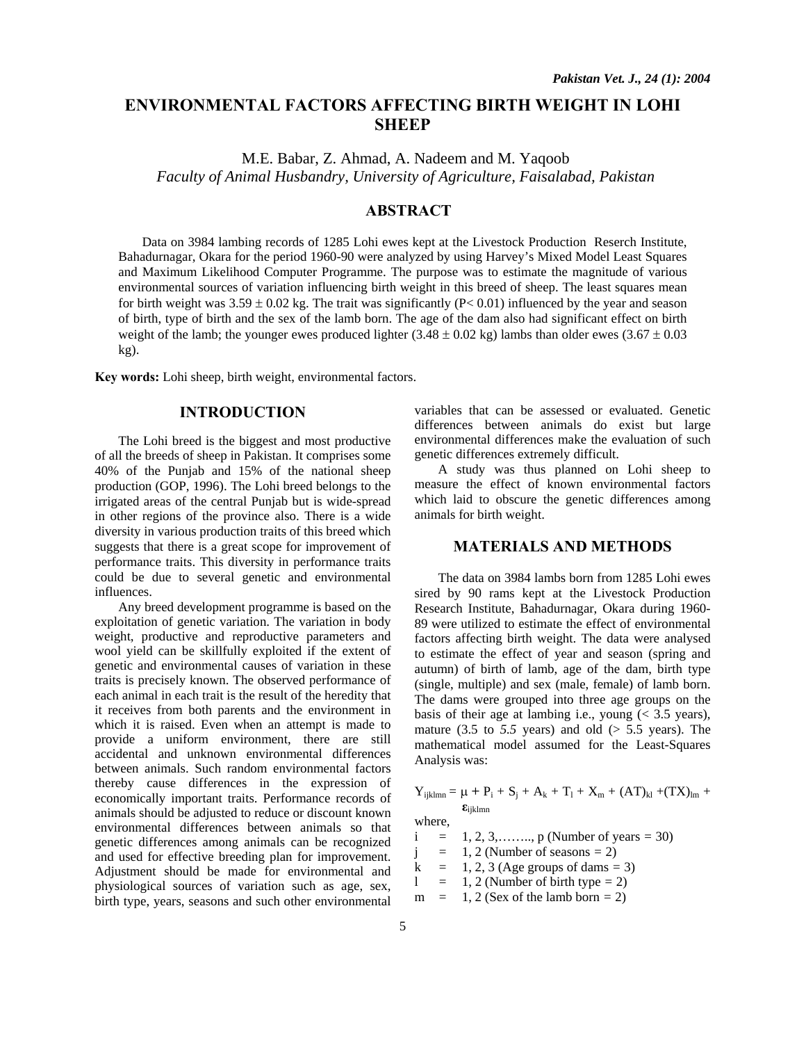# ENVIRONMENTAL FACTORS AFFECTING BIRTH WEIGHT IN LOHI SHEEP

M.E. Babar, Z. Ahmad, A. Nadeem and M. Yaqoob

*Faculty of Animal Husbandry, University of Agriculture, Faisalabad, Pakistan*

## ABSTRACT

Data on 3984 lambing records of 1285 Lohi ewes kept at the Livestock Production Reserch Institute, Bahadurnagar, Okara for the period 1960-90 were analyzed by using Harvey's Mixed Model Least Squares and Maximum Likelihood Computer Programme. The purpose was to estimate the magnitude of various environmental sources of variation influencing birth weight in this breed of sheep. The least squares mean for birth weight was 3.59 ± 0.02 kg. The trait was significantly ($P< 0.01$) influenced by the year and season of birth, type of birth and the sex of the lamb born. The age of the dam also had significant effect on birth weight of the lamb; the younger ewes produced lighter (3.48 ± 0.02 kg) lambs than older ewes (3.67 ± 0.03 kg).

**Key words:** Lohi sheep, birth weight, environmental factors.

## INTRODUCTION

The Lohi breed is the biggest and most productive of all the breeds of sheep in Pakistan. It comprises some 40% of the Punjab and 15% of the national sheep production (GOP, 1996). The Lohi breed belongs to the irrigated areas of the central Punjab but is wide-spread in other regions of the province also. There is a wide diversity in various production traits of this breed which suggests that there is a great scope for improvement of performance traits. This diversity in performance traits could be due to several genetic and environmental influences.

Any breed development programme is based on the exploitation of genetic variation. The variation in body weight, productive and reproductive parameters and wool yield can be skillfully exploited if the extent of genetic and environmental causes of variation in these traits is precisely known. The observed performance of each animal in each trait is the result of the heredity that it receives from both parents and the environment in which it is raised. Even when an attempt is made to provide a uniform environment, there are still accidental and unknown environmental differences between animals. Such random environmental factors thereby cause differences in the expression of economically important traits. Performance records of animals should be adjusted to reduce or discount known environmental differences between animals so that genetic differences among animals can be recognized and used for effective breeding plan for improvement. Adjustment should be made for environmental and physiological sources of variation such as age, sex, birth type, years, seasons and such other environmental variables that can be assessed or evaluated. Genetic differences between animals do exist but large environmental differences make the evaluation of such genetic differences extremely difficult.

A study was thus planned on Lohi sheep to measure the effect of known environmental factors which laid to obscure the genetic differences among animals for birth weight.

## MATERIALS AND METHODS

The data on 3984 lambs born from 1285 Lohi ewes sired by 90 rams kept at the Livestock Production Research Institute, Bahadurnagar, Okara during 1960-89 were utilized to estimate the effect of environmental factors affecting birth weight. The data were analysed to estimate the effect of year and season (spring and autumn) of birth of lamb, age of the dam, birth type (single, multiple) and sex (male, female) of lamb born. The dams were grouped into three age groups on the basis of their age at lambing i.e., young (< 3.5 years), mature (3.5 to *5.5* years) and old (> 5.5 years). The mathematical model assumed for the Least-Squares Analysis was:

$$Y_{ijklmn} = \mu + P_i + S_j + A_k + T_l + X_m + (AT)_{kl} + (TX)_{lm} + \varepsilon_{ijklmn}$$

where,

- i = 1, 2, 3,…….., p (Number of years = 30)
- j = 1, 2 (Number of seasons = 2)
- k = 1, 2, 3 (Age groups of dams = 3)
- l = 1, 2 (Number of birth type = 2)
- m = 1, 2 (Sex of the lamb born = 2)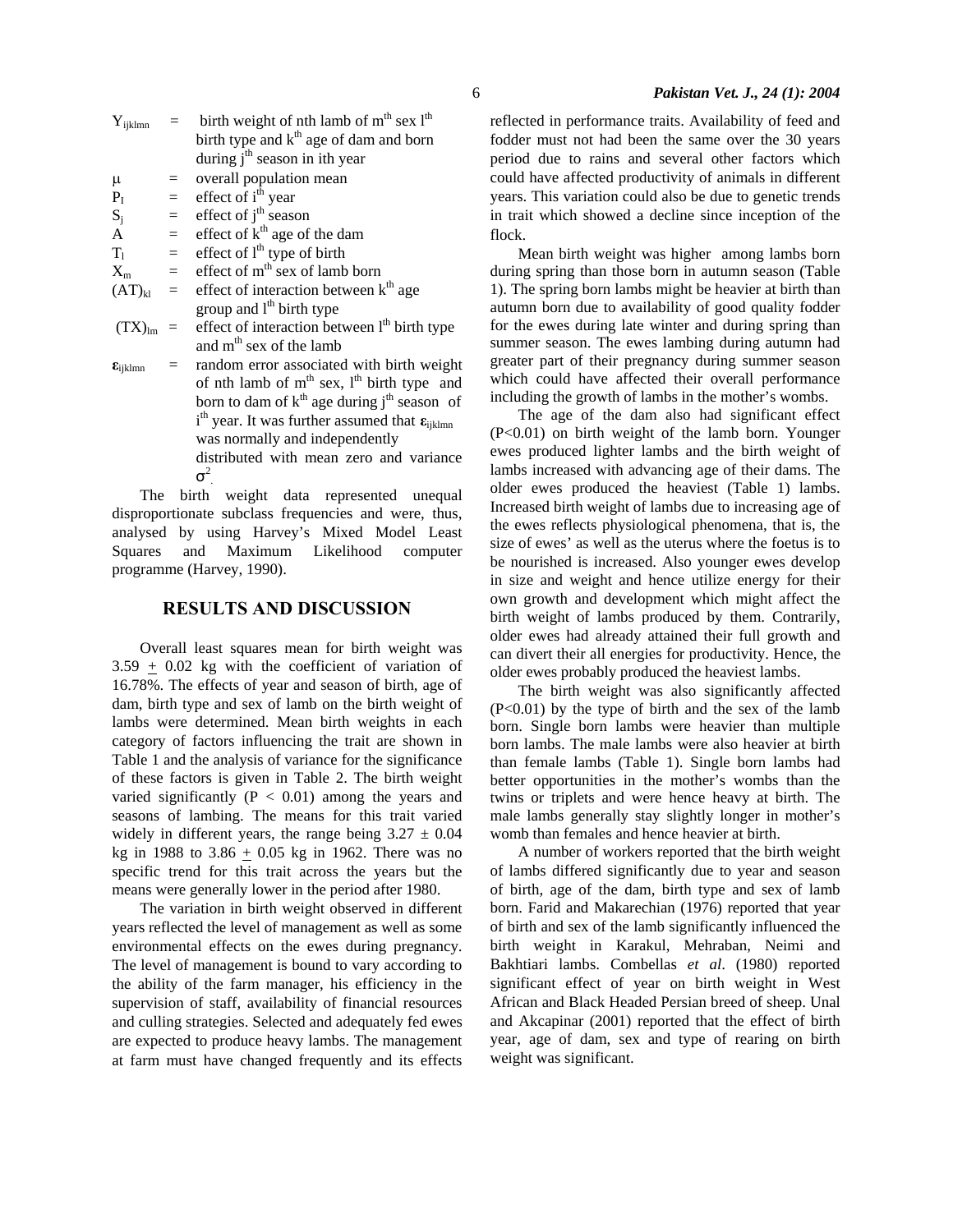$Y_{ijklmn}$ = birth weight of nth lamb of $m^{th}$ sex $l^{th}$ birth type and $k^{th}$ age of dam and born during $j^{th}$ season in ith year

$\mu$ = overall population mean

$P_I$ = effect of $i^{th}$ year

$S_j$ = effect of $j^{th}$ season

A = effect of $k^{th}$ age of the dam

$T_l$ = effect of $l^{th}$ type of birth

$X_m$ = effect of $m^{th}$ sex of lamb born

$(AT)_{kl}$ = effect of interaction between $k^{th}$ age group and $l^{th}$ birth type

$(TX)_{lm}$ = effect of interaction between $l^{th}$ birth type and $m^{th}$ sex of the lamb

$\varepsilon_{ijklmn}$ = random error associated with birth weight of nth lamb of $m^{th}$ sex, $l^{th}$ birth type and born to dam of $k^{th}$ age during $j^{th}$ season of $i^{th}$ year. It was further assumed that $\varepsilon_{ijklmn}$ was normally and independently distributed with mean zero and variance $\sigma^2$.

The birth weight data represented unequal disproportionate subclass frequencies and were, thus, analysed by using Harvey's Mixed Model Least Squares and Maximum Likelihood computer programme (Harvey, 1990).

## RESULTS AND DISCUSSION

Overall least squares mean for birth weight was 3.59 ± 0.02 kg with the coefficient of variation of 16.78%. The effects of year and season of birth, age of dam, birth type and sex of lamb on the birth weight of lambs were determined. Mean birth weights in each category of factors influencing the trait are shown in Table 1 and the analysis of variance for the significance of these factors is given in Table 2. The birth weight varied significantly ($P < 0.01$) among the years and seasons of lambing. The means for this trait varied widely in different years, the range being 3.27 ± 0.04 kg in 1988 to 3.86 ± 0.05 kg in 1962. There was no specific trend for this trait across the years but the means were generally lower in the period after 1980.

The variation in birth weight observed in different years reflected the level of management as well as some environmental effects on the ewes during pregnancy. The level of management is bound to vary according to the ability of the farm manager, his efficiency in the supervision of staff, availability of financial resources and culling strategies. Selected and adequately fed ewes are expected to produce heavy lambs. The management at farm must have changed frequently and its effects reflected in performance traits. Availability of feed and fodder must not had been the same over the 30 years period due to rains and several other factors which could have affected productivity of animals in different years. This variation could also be due to genetic trends in trait which showed a decline since inception of the flock.

Mean birth weight was higher among lambs born during spring than those born in autumn season (Table 1). The spring born lambs might be heavier at birth than autumn born due to availability of good quality fodder for the ewes during late winter and during spring than summer season. The ewes lambing during autumn had greater part of their pregnancy during summer season which could have affected their overall performance including the growth of lambs in the mother's wombs.

The age of the dam also had significant effect ($P<0.01$) on birth weight of the lamb born. Younger ewes produced lighter lambs and the birth weight of lambs increased with advancing age of their dams. The older ewes produced the heaviest (Table 1) lambs. Increased birth weight of lambs due to increasing age of the ewes reflects physiological phenomena, that is, the size of ewes' as well as the uterus where the foetus is to be nourished is increased. Also younger ewes develop in size and weight and hence utilize energy for their own growth and development which might affect the birth weight of lambs produced by them. Contrarily, older ewes had already attained their full growth and can divert their all energies for productivity. Hence, the older ewes probably produced the heaviest lambs.

The birth weight was also significantly affected ($P<0.01$) by the type of birth and the sex of the lamb born. Single born lambs were heavier than multiple born lambs. The male lambs were also heavier at birth than female lambs (Table 1). Single born lambs had better opportunities in the mother's wombs than the twins or triplets and were hence heavy at birth. The male lambs generally stay slightly longer in mother's womb than females and hence heavier at birth.

A number of workers reported that the birth weight of lambs differed significantly due to year and season of birth, age of the dam, birth type and sex of lamb born. Farid and Makarechian (1976) reported that year of birth and sex of the lamb significantly influenced the birth weight in Karakul, Mehraban, Neimi and Bakhtiari lambs. Combellas *et al*. (1980) reported significant effect of year on birth weight in West African and Black Headed Persian breed of sheep. Unal and Akcapinar (2001) reported that the effect of birth year, age of dam, sex and type of rearing on birth weight was significant.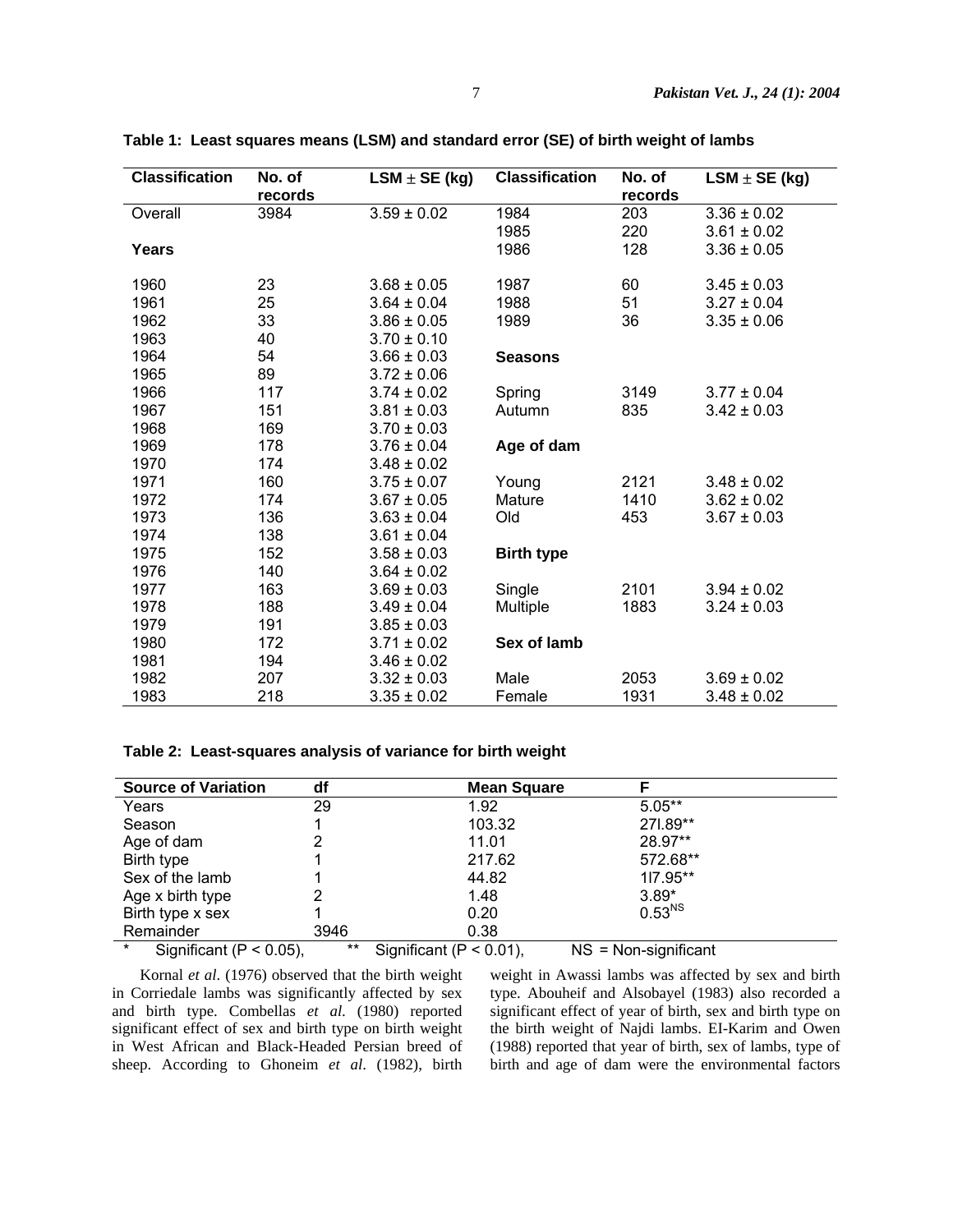**Table 1: Least squares means (LSM) and standard error (SE) of birth weight of lambs**

| Classification | No. of records | LSM ± SE (kg) | Classification | No. of records | LSM ± SE (kg) |
|---|---|---|---|---|---|
| Overall | 3984 | 3.59 ± 0.02 | 1984 | 203 | 3.36 ± 0.02 |
| | | | 1985 | 220 | 3.61 ± 0.02 |
| **Years** | | | 1986 | 128 | 3.36 ± 0.05 |
| 1960 | 23 | 3.68 ± 0.05 | 1987 | 60 | 3.45 ± 0.03 |
| 1961 | 25 | 3.64 ± 0.04 | 1988 | 51 | 3.27 ± 0.04 |
| 1962 | 33 | 3.86 ± 0.05 | 1989 | 36 | 3.35 ± 0.06 |
| 1963 | 40 | 3.70 ± 0.10 | | | |
| 1964 | 54 | 3.66 ± 0.03 | **Seasons** | | |
| 1965 | 89 | 3.72 ± 0.06 | | | |
| 1966 | 117 | 3.74 ± 0.02 | Spring | 3149 | 3.77 ± 0.04 |
| 1967 | 151 | 3.81 ± 0.03 | Autumn | 835 | 3.42 ± 0.03 |
| 1968 | 169 | 3.70 ± 0.03 | | | |
| 1969 | 178 | 3.76 ± 0.04 | **Age of dam** | | |
| 1970 | 174 | 3.48 ± 0.02 | | | |
| 1971 | 160 | 3.75 ± 0.07 | Young | 2121 | 3.48 ± 0.02 |
| 1972 | 174 | 3.67 ± 0.05 | Mature | 1410 | 3.62 ± 0.02 |
| 1973 | 136 | 3.63 ± 0.04 | Old | 453 | 3.67 ± 0.03 |
| 1974 | 138 | 3.61 ± 0.04 | | | |
| 1975 | 152 | 3.58 ± 0.03 | **Birth type** | | |
| 1976 | 140 | 3.64 ± 0.02 | | | |
| 1977 | 163 | 3.69 ± 0.03 | Single | 2101 | 3.94 ± 0.02 |
| 1978 | 188 | 3.49 ± 0.04 | Multiple | 1883 | 3.24 ± 0.03 |
| 1979 | 191 | 3.85 ± 0.03 | | | |
| 1980 | 172 | 3.71 ± 0.02 | **Sex of lamb** | | |
| 1981 | 194 | 3.46 ± 0.02 | | | |
| 1982 | 207 | 3.32 ± 0.03 | Male | 2053 | 3.69 ± 0.02 |
| 1983 | 218 | 3.35 ± 0.02 | Female | 1931 | 3.48 ± 0.02 |

**Table 2: Least-squares analysis of variance for birth weight**

| Source of Variation | df | Mean Square | F |
|---|---|---|---|
| Years | 29 | 1.92 | 5.05** |
| Season | 1 | 103.32 | 271.89** |
| Age of dam | 2 | 11.01 | 28.97** |
| Birth type | 1 | 217.62 | 572.68** |
| Sex of the lamb | 1 | 44.82 | 117.95** |
| Age x birth type | 2 | 1.48 | 3.89* |
| Birth type x sex | 1 | 0.20 | 0.53$^{NS}$ |
| Remainder | 3946 | 0.38 | |

\* Significant ($P < 0.05$), ** Significant ($P < 0.01$), NS = Non-significant

Kornal *et al*. (1976) observed that the birth weight in Corriedale lambs was significantly affected by sex and birth type. Combellas *et al.* (1980) reported significant effect of sex and birth type on birth weight in West African and Black-Headed Persian breed of sheep. According to Ghoneim *et al*. (1982), birth weight in Awassi lambs was affected by sex and birth type. Abouheif and Alsobayel (1983) also recorded a significant effect of year of birth, sex and birth type on the birth weight of Najdi lambs. El-Karim and Owen (1988) reported that year of birth, sex of lambs, type of birth and age of dam were the environmental factors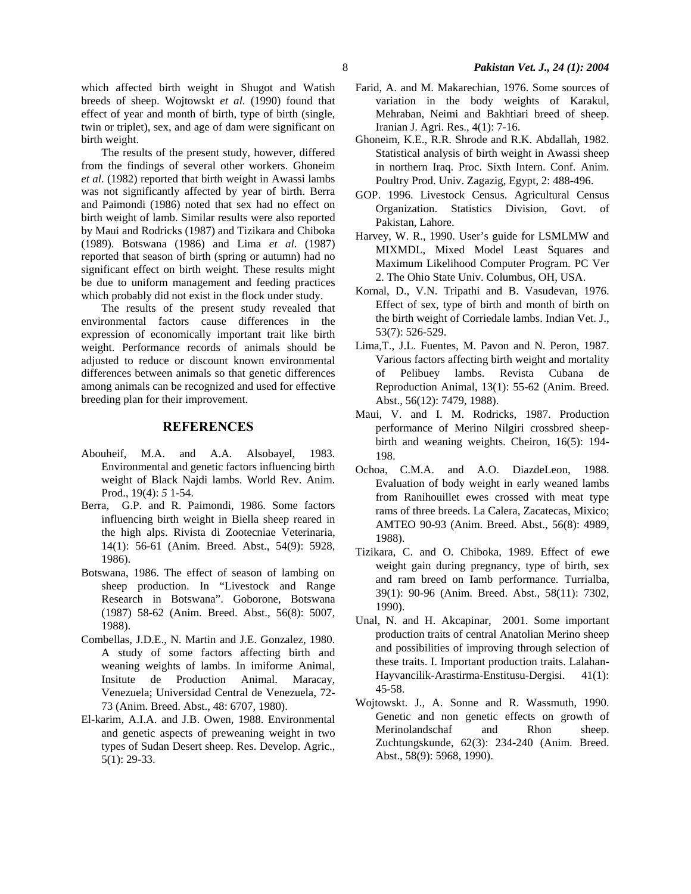which affected birth weight in Shugot and Watish breeds of sheep. Wojtowskt *et al.* (1990) found that effect of year and month of birth, type of birth (single, twin or triplet), sex, and age of dam were significant on birth weight.

The results of the present study, however, differed from the findings of several other workers. Ghoneim *et al.* (1982) reported that birth weight in Awassi lambs was not significantly affected by year of birth. Berra and Paimondi (1986) noted that sex had no effect on birth weight of lamb. Similar results were also reported by Maui and Rodricks (1987) and Tizikara and Chiboka (1989). Botswana (1986) and Lima *et al.* (1987) reported that season of birth (spring or autumn) had no significant effect on birth weight. These results might be due to uniform management and feeding practices which probably did not exist in the flock under study.

The results of the present study revealed that environmental factors cause differences in the expression of economically important trait like birth weight. Performance records of animals should be adjusted to reduce or discount known environmental differences between animals so that genetic differences among animals can be recognized and used for effective breeding plan for their improvement.

## REFERENCES

Abouheif, M.A. and A.A. Alsobayel, 1983. Environmental and genetic factors influencing birth weight of Black Najdi lambs. World Rev. Anim. Prod., 19(4): *5* 1-54.

Berra, G.P. and R. Paimondi, 1986. Some factors influencing birth weight in Biella sheep reared in the high alps. Rivista di Zootecniae Veterinaria, 14(1): 56-61 (Anim. Breed. Abst., 54(9): 5928, 1986).

Botswana, 1986. The effect of season of lambing on sheep production. In "Livestock and Range Research in Botswana". Goborone, Botswana (1987) 58-62 (Anim. Breed. Abst., 56(8): 5007, 1988).

Combellas, J.D.E., N. Martin and J.E. Gonzalez, 1980. A study of some factors affecting birth and weaning weights of lambs. In imiforme Animal, Insitute de Production Animal. Maracay, Venezuela; Universidad Central de Venezuela, 72-73 (Anim. Breed. Abst., 48: 6707, 1980).

El-karim, A.I.A. and J.B. Owen, 1988. Environmental and genetic aspects of preweaning weight in two types of Sudan Desert sheep. Res. Develop. Agric., 5(1): 29-33.

Farid, A. and M. Makarechian, 1976. Some sources of variation in the body weights of Karakul, Mehraban, Neimi and Bakhtiari breed of sheep. Iranian J. Agri. Res., 4(1): 7-16.

Ghoneim, K.E., R.R. Shrode and R.K. Abdallah, 1982. Statistical analysis of birth weight in Awassi sheep in northern Iraq. Proc. Sixth Intern. Conf. Anim. Poultry Prod. Univ. Zagazig, Egypt, 2: 488-496.

GOP. 1996. Livestock Census. Agricultural Census Organization. Statistics Division, Govt. of Pakistan, Lahore.

Harvey, W. R., 1990. User's guide for LSMLMW and MIXMDL, Mixed Model Least Squares and Maximum Likelihood Computer Program. PC Ver 2. The Ohio State Univ. Columbus, OH, USA.

Kornal, D., V.N. Tripathi and B. Vasudevan, 1976. Effect of sex, type of birth and month of birth on the birth weight of Corriedale lambs. Indian Vet. J., 53(7): 526-529.

Lima,T., J.L. Fuentes, M. Pavon and N. Peron, 1987. Various factors affecting birth weight and mortality of Pelibuey lambs. Revista Cubana de Reproduction Animal, 13(1): 55-62 (Anim. Breed. Abst., 56(12): 7479, 1988).

Maui, V. and I. M. Rodricks, 1987. Production performance of Merino Nilgiri crossbred sheep-birth and weaning weights. Cheiron, 16(5): 194-198.

Ochoa, C.M.A. and A.O. DiazdeLeon, 1988. Evaluation of body weight in early weaned lambs from Ranihouillet ewes crossed with meat type rams of three breeds. La Calera, Zacatecas, Mixico; AMTEO 90-93 (Anim. Breed. Abst., 56(8): 4989, 1988).

Tizikara, C. and O. Chiboka, 1989. Effect of ewe weight gain during pregnancy, type of birth, sex and ram breed on Iamb performance. Turrialba, 39(1): 90-96 (Anim. Breed. Abst., 58(11): 7302, 1990).

Unal, N. and H. Akcapinar, 2001. Some important production traits of central Anatolian Merino sheep and possibilities of improving through selection of these traits. I. Important production traits. Lalahan-Hayvancilik-Arastirma-Enstitusu-Dergisi. 41(1): 45-58.

Wojtowskt. J., A. Sonne and R. Wassmuth, 1990. Genetic and non genetic effects on growth of Merinolandschaf and Rhon sheep. Zuchtungskunde, 62(3): 234-240 (Anim. Breed. Abst., 58(9): 5968, 1990).